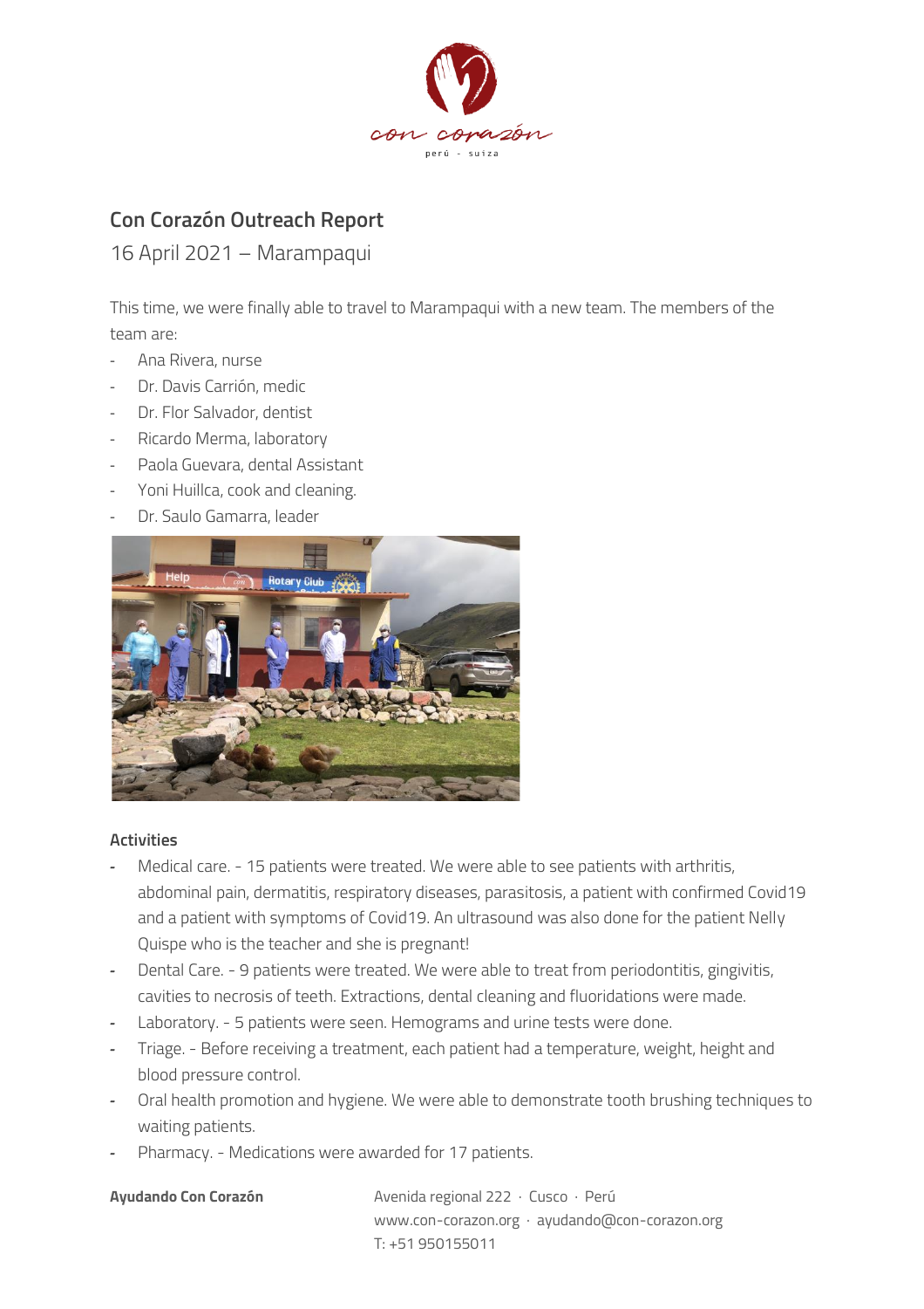# Con Corazón Outreach Report

16 April 2021 – Marampaqui

This time, we were finally able to travel to Marampaqui with a new team. The members of the team are:

- Ana Rivera, nurse
- Dr. Davis Carrión, medic
- Dr. Flor Salvador, dentist
- Ricardo Merma, laboratory
- Paola Guevara, dental Assistant
- Yoni Huillca, cook and cleaning.
- Dr. Saulo Gamarra, leader

### Activities

- Medical care. - 15 patients were treated. We were able to see patients with arthritis, abdominal pain, dermatitis, respiratory diseases, parasitosis, a patient with confirmed Covid19 and a patient with symptoms of Covid19. An ultrasound was also done for the patient Nelly Quispe who is the teacher and she is pregnant!
- Dental Care. - 9 patients were treated. We were able to treat from periodontitis, gingivitis, cavities to necrosis of teeth. Extractions, dental cleaning and fluoridations were made.
- Laboratory. - 5 patients were seen. Hemograms and urine tests were done.
- Triage. - Before receiving a treatment, each patient had a temperature, weight, height and blood pressure control.
- Oral health promotion and hygiene. We were able to demonstrate tooth brushing techniques to waiting patients.
- Pharmacy. - Medications were awarded for 17 patients.

**Ayudando Con Corazón**

Avenida regional 222 · Cusco · Perú
www.con-corazon.org · ayudando@con-corazon.org
T: +51 950155011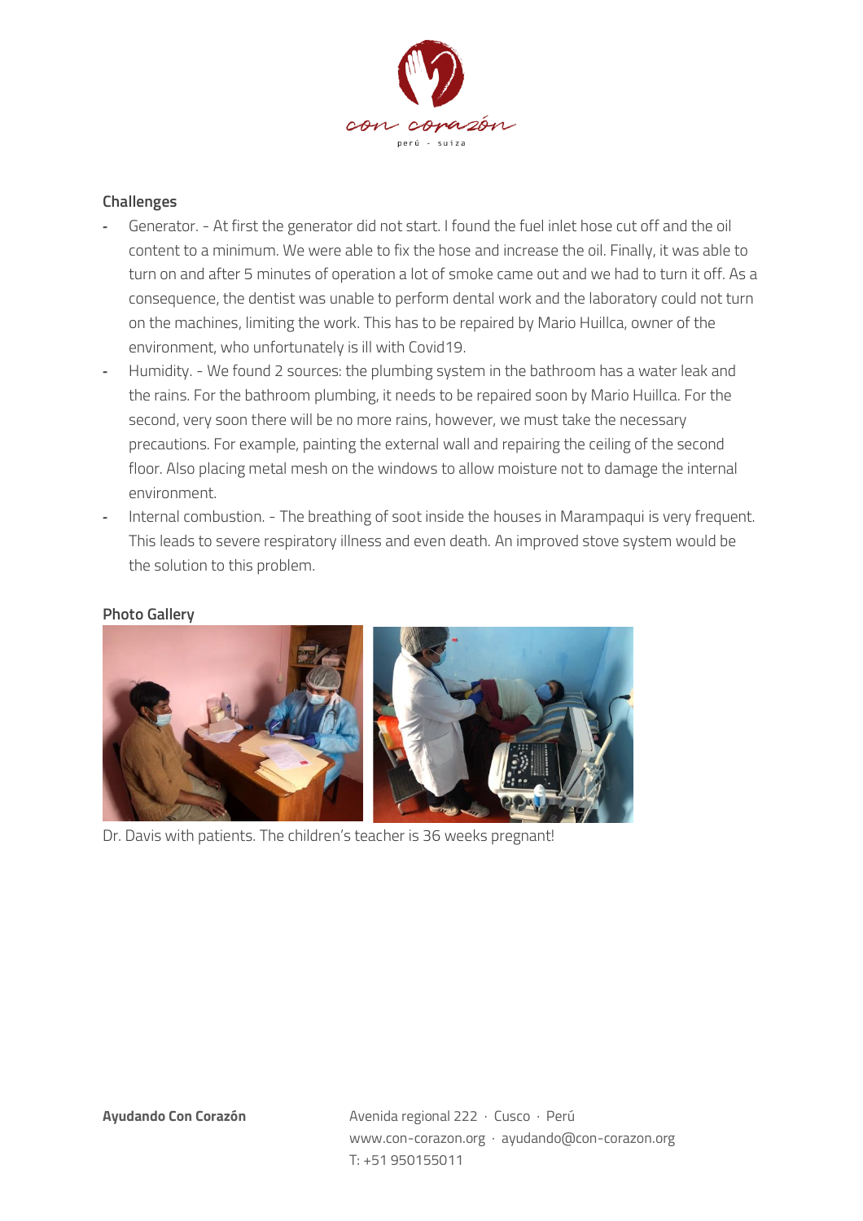## Challenges

- Generator. - At first the generator did not start. I found the fuel inlet hose cut off and the oil content to a minimum. We were able to fix the hose and increase the oil. Finally, it was able to turn on and after 5 minutes of operation a lot of smoke came out and we had to turn it off. As a consequence, the dentist was unable to perform dental work and the laboratory could not turn on the machines, limiting the work. This has to be repaired by Mario Huillca, owner of the environment, who unfortunately is ill with Covid19.
- Humidity. - We found 2 sources: the plumbing system in the bathroom has a water leak and the rains. For the bathroom plumbing, it needs to be repaired soon by Mario Huillca. For the second, very soon there will be no more rains, however, we must take the necessary precautions. For example, painting the external wall and repairing the ceiling of the second floor. Also placing metal mesh on the windows to allow moisture not to damage the internal environment.
- Internal combustion. - The breathing of soot inside the houses in Marampaqui is very frequent. This leads to severe respiratory illness and even death. An improved stove system would be the solution to this problem.

## Photo Gallery

Dr. Davis with patients. The children's teacher is 36 weeks pregnant!

**Ayudando Con Corazón**

Avenida regional 222 · Cusco · Perú
www.con-corazon.org · ayudando@con-corazon.org
T: +51 950155011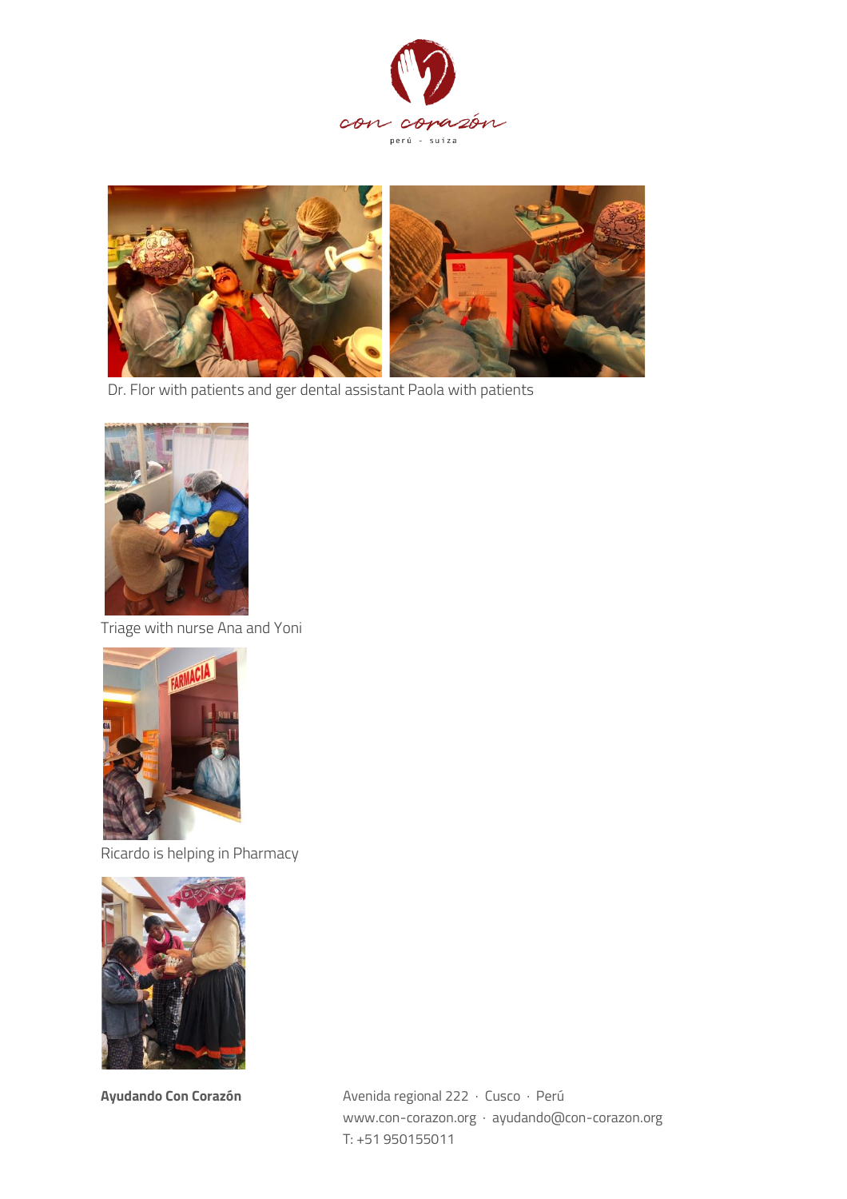Dr. Flor with patients and ger dental assistant Paola with patients

Triage with nurse Ana and Yoni

Ricardo is helping in Pharmacy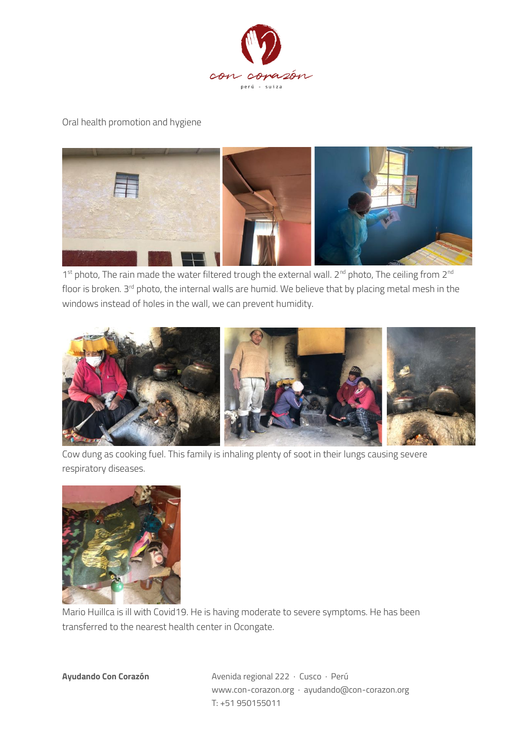Oral health promotion and hygiene

1st photo, The rain made the water filtered trough the external wall. 2nd photo, The ceiling from 2nd floor is broken. 3rd photo, the internal walls are humid. We believe that by placing metal mesh in the windows instead of holes in the wall, we can prevent humidity.

Cow dung as cooking fuel. This family is inhaling plenty of soot in their lungs causing severe respiratory diseases.

Mario Huillca is ill with Covid19. He is having moderate to severe symptoms. He has been transferred to the nearest health center in Ocongate.

**Ayudando Con Corazón**

Avenida regional 222 · Cusco · Perú
www.con-corazon.org · ayudando@con-corazon.org
T: +51 950155011